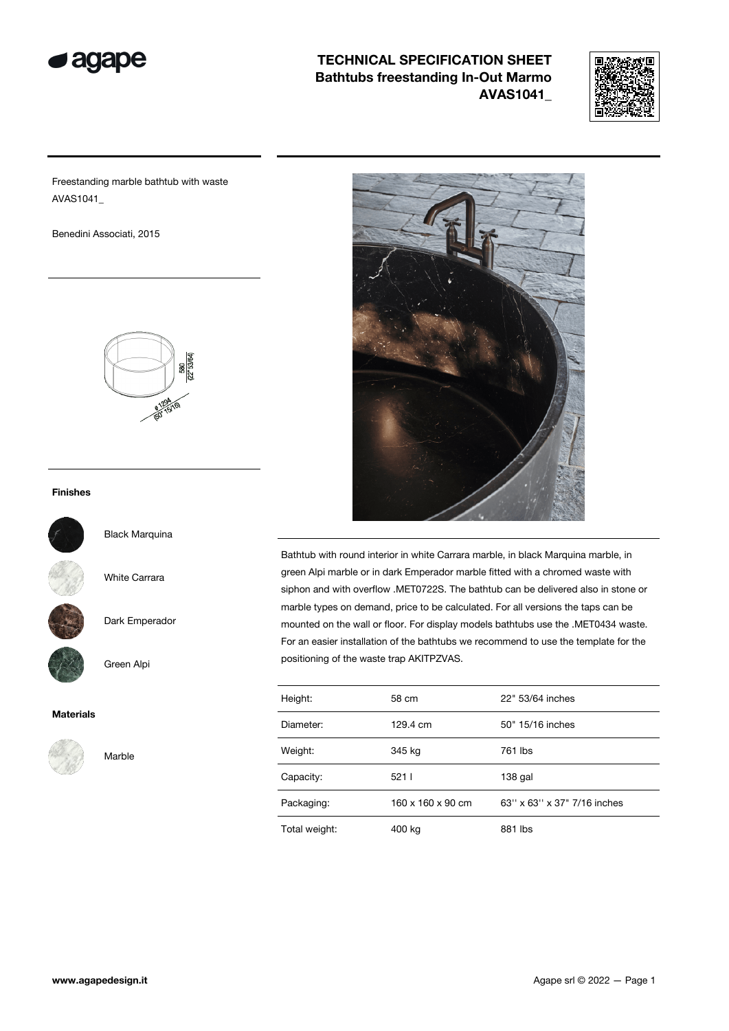# TECHNICAL SPECIFICATION SHEET
## Bathtubs freestanding In-Out Marmo
## AVAS1041_

Freestanding marble bathtub with waste
AVAS1041_

Benedini Associati, 2015

580 (22" 53/64)

ø 1294 (50" 15/16)

### Finishes

Black Marquina

White Carrara

Dark Emperador

Green Alpi

### Materials

Marble

Bathtub with round interior in white Carrara marble, in black Marquina marble, in green Alpi marble or in dark Emperador marble fitted with a chromed waste with siphon and with overflow .MET0722S. The bathtub can be delivered also in stone or marble types on demand, price to be calculated. For all versions the taps can be mounted on the wall or floor. For display models bathtubs use the .MET0434 waste. For an easier installation of the bathtubs we recommend to use the template for the positioning of the waste trap AKITPZVAS.

| | | |
|---|---|---|
| Height: | 58 cm | 22" 53/64 inches |
| Diameter: | 129.4 cm | 50" 15/16 inches |
| Weight: | 345 kg | 761 lbs |
| Capacity: | 521 l | 138 gal |
| Packaging: | 160 x 160 x 90 cm | 63'' x 63'' x 37" 7/16 inches |
| Total weight: | 400 kg | 881 lbs |

www.agapedesign.it

Agape srl © 2022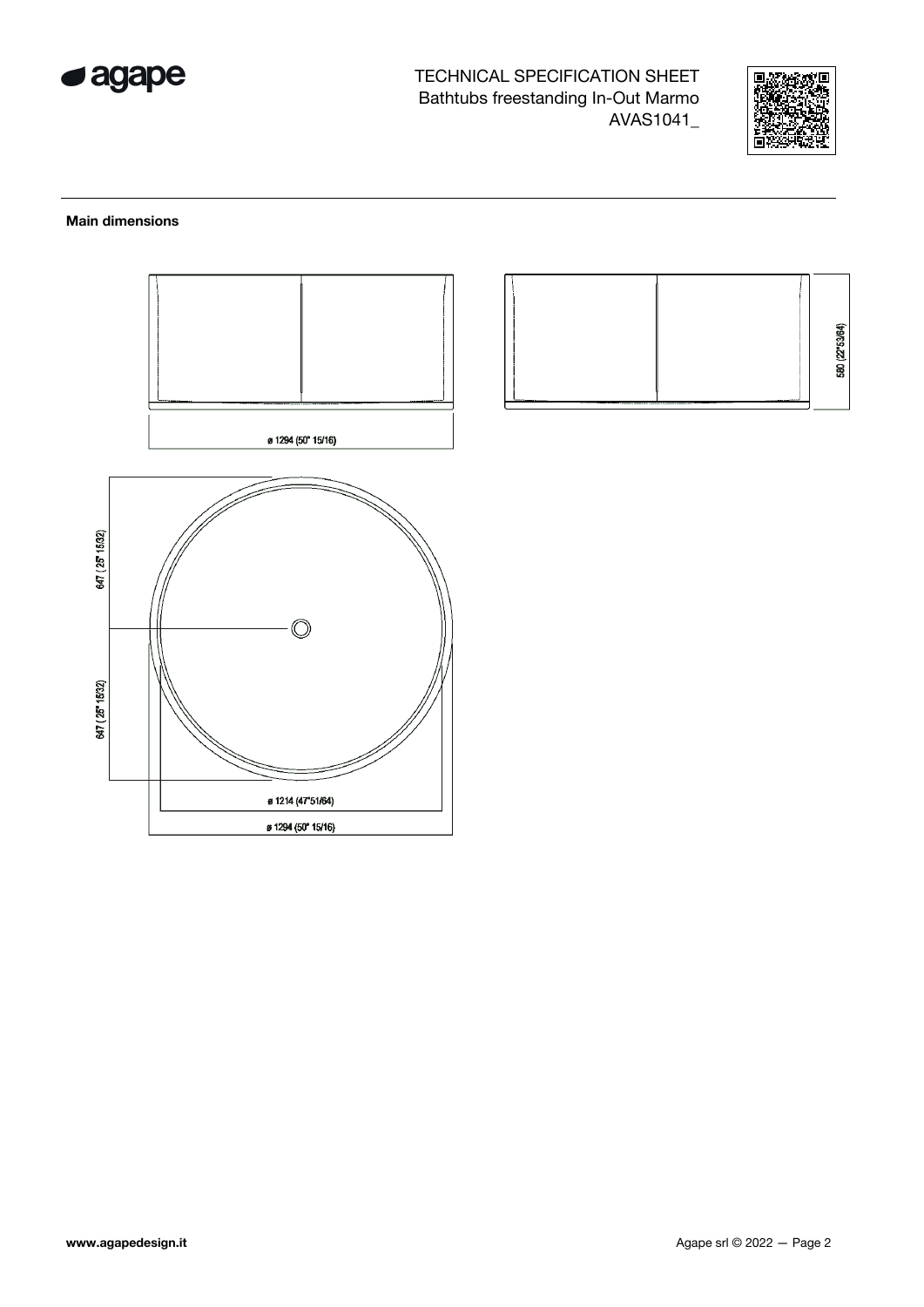TECHNICAL SPECIFICATION SHEET
Bathtubs freestanding In-Out Marmo
AVAS1041_

**Main dimensions**

ø 1294 (50" 15/16)

580 (22"53/64)

647 ( 25" 15/32)

647 ( 25" 15/32)

ø 1214 (47"51/64)

ø 1294 (50" 15/16)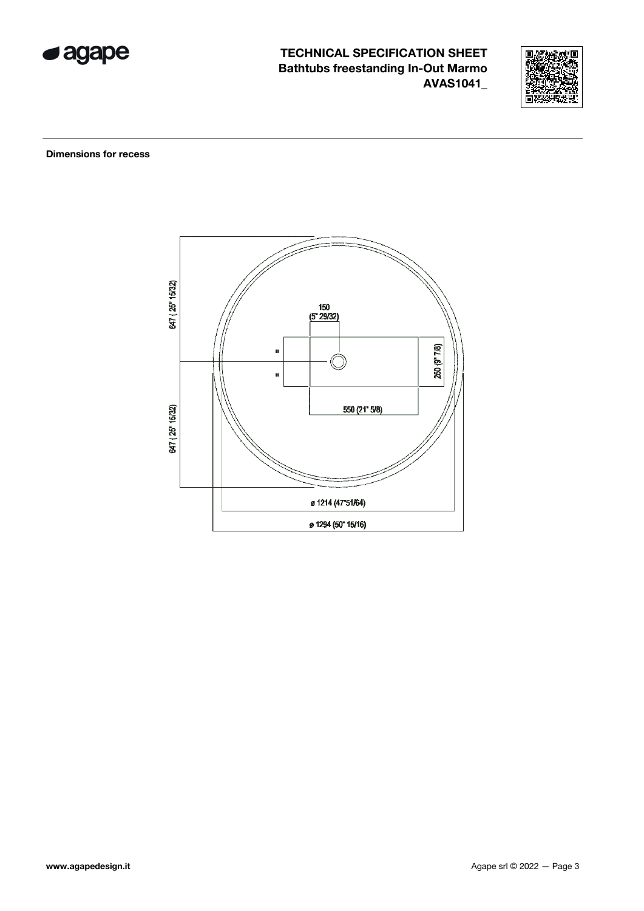# TECHNICAL SPECIFICATION SHEET
## Bathtubs freestanding In-Out Marmo
## AVAS1041_

**Dimensions for recess**

647 ( 25" 15/32)

150
(5" 29/32)

=

=

250 (9" 7/8)

550 (21" 5/8)

647 ( 25" 15/32)

ø 1214 (47"51/64)

ø 1294 (50" 15/16)

**www.agapedesign.it**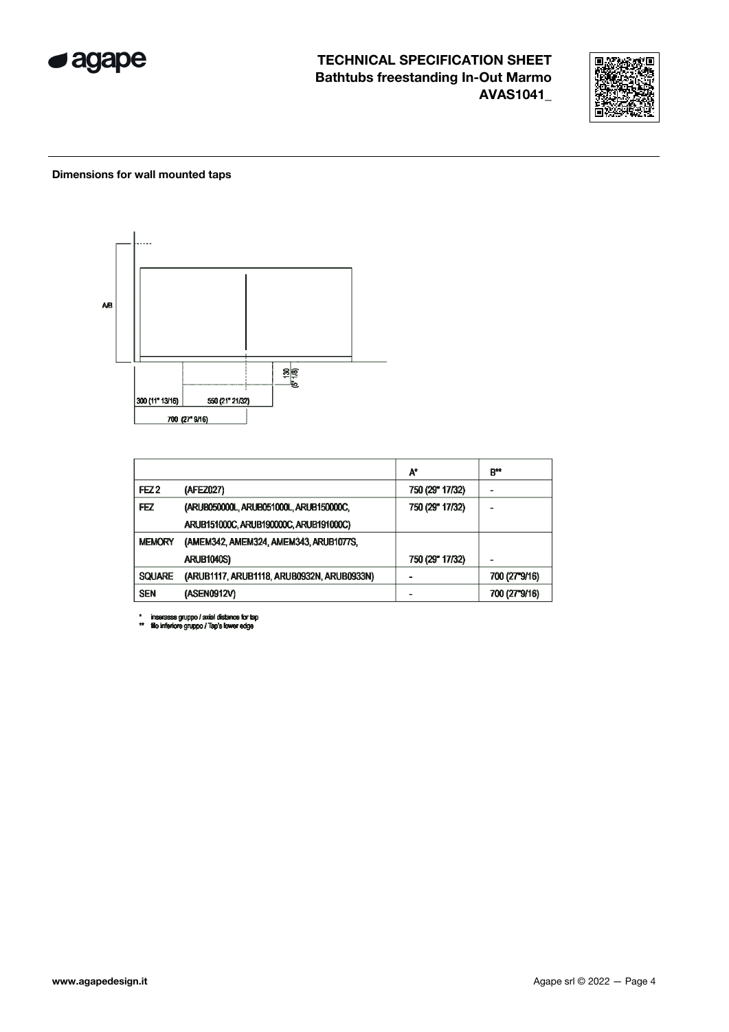# TECHNICAL SPECIFICATION SHEET
## Bathtubs freestanding In-Out Marmo
## AVAS1041_

**Dimensions for wall mounted taps**

A/B

130 (5" 1/8)

300 (11" 13/16)

550 (21" 21/32)

700 (27" 9/16)

| | | A* | B** |
|---|---|---|---|
| FEZ 2 | (AFEZ027) | 750 (29" 17/32) | - |
| FEZ | (ARUB050000L, ARUB051000L, ARUB150000C, ARUB151000C, ARUB190000C, ARUB191000C) | 750 (29" 17/32) | - |
| MEMORY | (AMEM342, AMEM324, AMEM343, ARUB1077S, ARUB1040S) | 750 (29" 17/32) | - |
| SQUARE | (ARUB1117, ARUB1118, ARUB0932N, ARUB0933N) | - | 700 (27"9/16) |
| SEN | (ASEN0912V) | - | 700 (27"9/16) |

\* interasse gruppo / axial distance for tap
\** filo inferiore gruppo / Tap's lower edge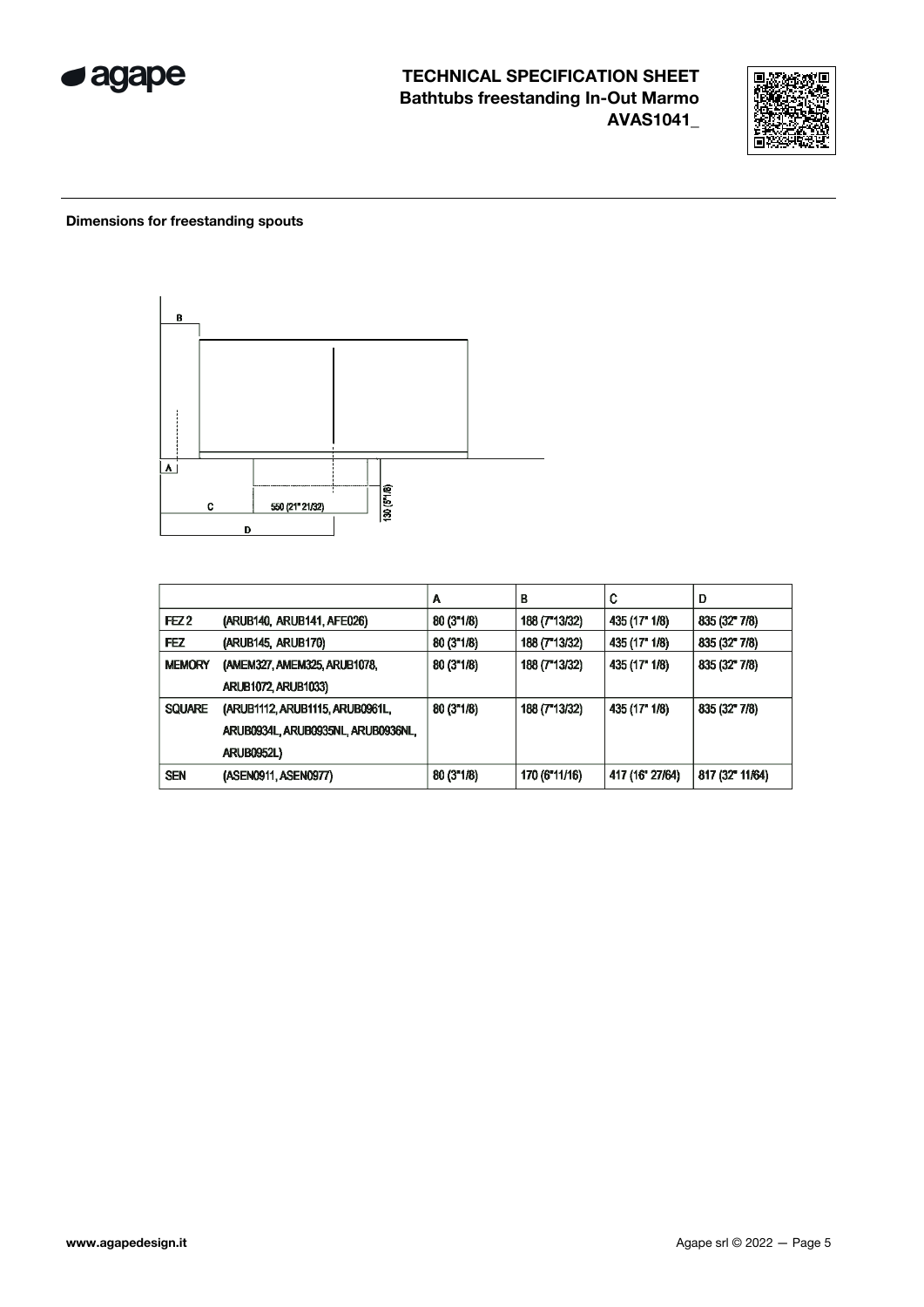**Dimensions for freestanding spouts**

|  |  | A | B | C | D |
|---|---|---|---|---|---|
| FEZ 2 | (ARUB140, ARUB141, AFE026) | 80 (3"1/8) | 188 (7"13/32) | 435 (17" 1/8) | 835 (32" 7/8) |
| FEZ | (ARUB145, ARUB170) | 80 (3"1/8) | 188 (7"13/32) | 435 (17" 1/8) | 835 (32" 7/8) |
| MEMORY | (AMEM327, AMEM325, ARUB1078, ARUB1072, ARUB1033) | 80 (3"1/8) | 188 (7"13/32) | 435 (17" 1/8) | 835 (32" 7/8) |
| SQUARE | (ARUB1112, ARUB1115, ARUB0961L, ARUB0934L, ARUB0935NL, ARUB0936NL, ARUB0952L) | 80 (3"1/8) | 188 (7"13/32) | 435 (17" 1/8) | 835 (32" 7/8) |
| SEN | (ASEN0911, ASEN0977) | 80 (3"1/8) | 170 (6"11/16) | 417 (16" 27/64) | 817 (32" 11/64) |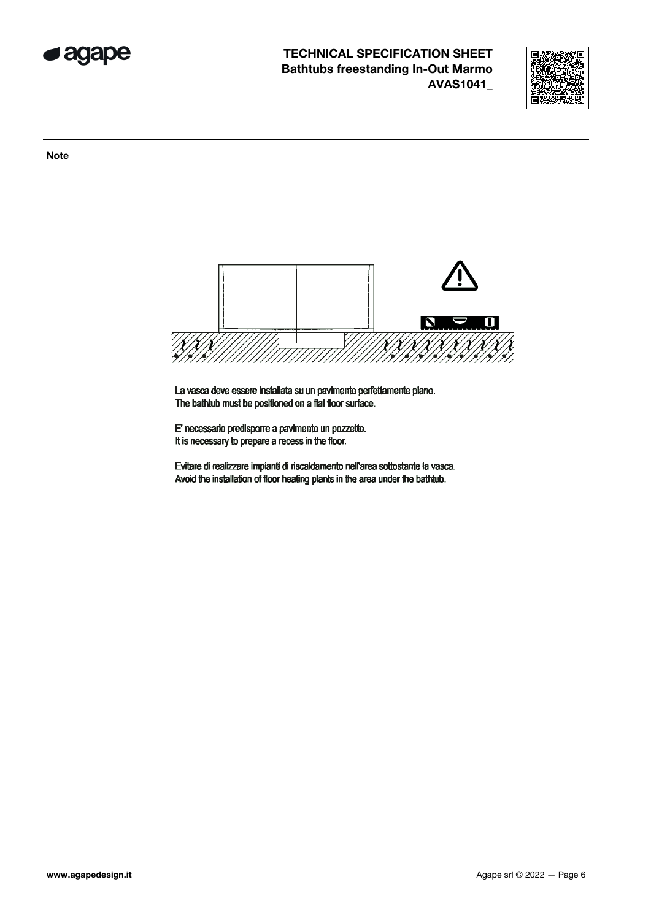**TECHNICAL SPECIFICATION SHEET**
**Bathtubs freestanding In-Out Marmo**
**AVAS1041_**

**Note**

La vasca deve essere installata su un pavimento perfettamente piano.
The bathtub must be positioned on a flat floor surface.

E' necessario predisporre a pavimento un pozzetto.
It is necessary to prepare a recess in the floor.

Evitare di realizzare impianti di riscaldamento nell'area sottostante la vasca.
Avoid the installation of floor heating plants in the area under the bathtub.